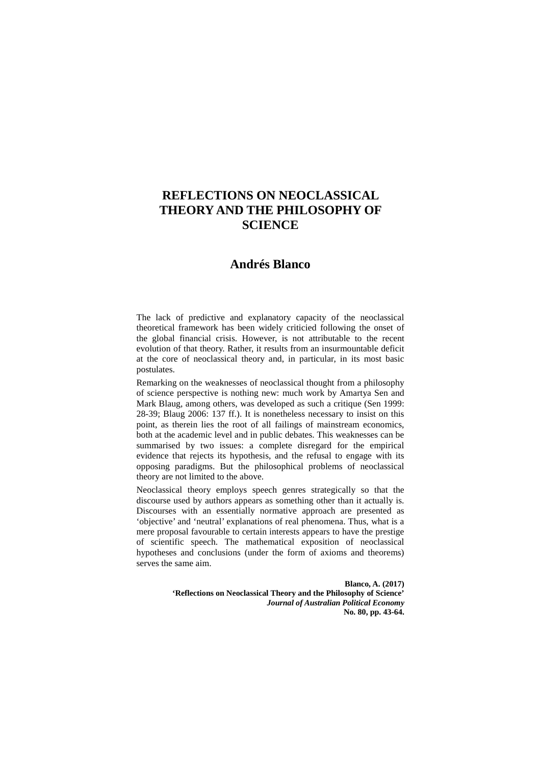# REFLECTIONS ON NEOCLASSICAL THEORY AND THE PHILOSOPHY OF SCIENCE

## Andrés Blanco

The lack of predictive and explanatory capacity of the neoclassical theoretical framework has been widely criticied following the onset of the global financial crisis. However, is not attributable to the recent evolution of that theory. Rather, it results from an insurmountable deficit at the core of neoclassical theory and, in particular, in its most basic postulates.

Remarking on the weaknesses of neoclassical thought from a philosophy of science perspective is nothing new: much work by Amartya Sen and Mark Blaug, among others, was developed as such a critique (Sen 1999: 28-39; Blaug 2006: 137 ff.). It is nonetheless necessary to insist on this point, as therein lies the root of all failings of mainstream economics, both at the academic level and in public debates. This weaknesses can be summarised by two issues: a complete disregard for the empirical evidence that rejects its hypothesis, and the refusal to engage with its opposing paradigms. But the philosophical problems of neoclassical theory are not limited to the above.

Neoclassical theory employs speech genres strategically so that the discourse used by authors appears as something other than it actually is. Discourses with an essentially normative approach are presented as 'objective' and 'neutral' explanations of real phenomena. Thus, what is a mere proposal favourable to certain interests appears to have the prestige of scientific speech. The mathematical exposition of neoclassical hypotheses and conclusions (under the form of axioms and theorems) serves the same aim.

**Blanco, A. (2017)**
**'Reflections on Neoclassical Theory and the Philosophy of Science'**
***Journal of Australian Political Economy***
**No. 80, pp. 43-64.**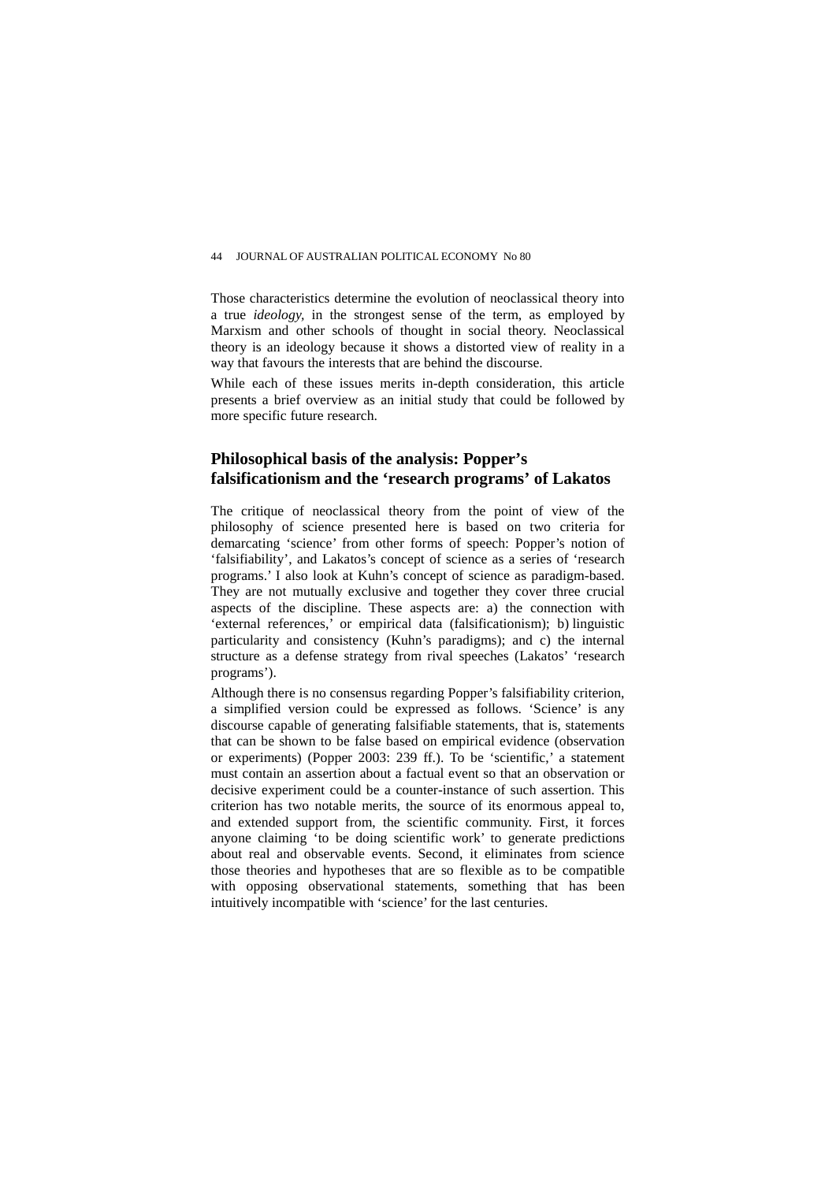Those characteristics determine the evolution of neoclassical theory into a true *ideology,* in the strongest sense of the term, as employed by Marxism and other schools of thought in social theory. Neoclassical theory is an ideology because it shows a distorted view of reality in a way that favours the interests that are behind the discourse.

While each of these issues merits in-depth consideration, this article presents a brief overview as an initial study that could be followed by more specific future research.

## Philosophical basis of the analysis: Popper's falsificationism and the 'research programs' of Lakatos

The critique of neoclassical theory from the point of view of the philosophy of science presented here is based on two criteria for demarcating 'science' from other forms of speech: Popper's notion of 'falsifiability', and Lakatos's concept of science as a series of 'research programs.' I also look at Kuhn's concept of science as paradigm-based. They are not mutually exclusive and together they cover three crucial aspects of the discipline. These aspects are: a) the connection with 'external references,' or empirical data (falsificationism); b) linguistic particularity and consistency (Kuhn's paradigms); and c) the internal structure as a defense strategy from rival speeches (Lakatos' 'research programs').

Although there is no consensus regarding Popper's falsifiability criterion, a simplified version could be expressed as follows. 'Science' is any discourse capable of generating falsifiable statements, that is, statements that can be shown to be false based on empirical evidence (observation or experiments) (Popper 2003: 239 ff.). To be 'scientific,' a statement must contain an assertion about a factual event so that an observation or decisive experiment could be a counter-instance of such assertion. This criterion has two notable merits, the source of its enormous appeal to, and extended support from, the scientific community. First, it forces anyone claiming 'to be doing scientific work' to generate predictions about real and observable events. Second, it eliminates from science those theories and hypotheses that are so flexible as to be compatible with opposing observational statements, something that has been intuitively incompatible with 'science' for the last centuries.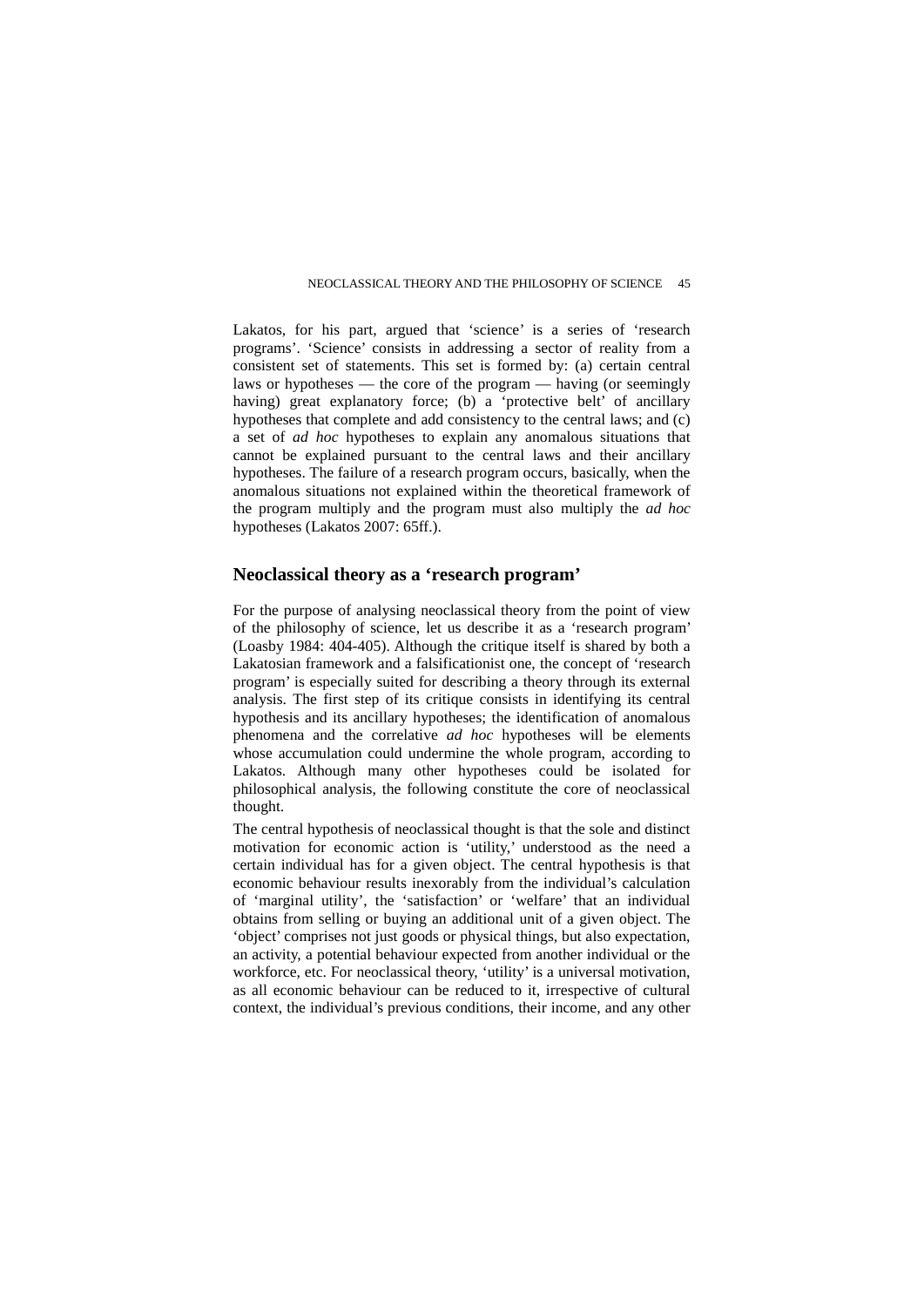Lakatos, for his part, argued that 'science' is a series of 'research programs'. 'Science' consists in addressing a sector of reality from a consistent set of statements. This set is formed by: (a) certain central laws or hypotheses — the core of the program — having (or seemingly having) great explanatory force; (b) a 'protective belt' of ancillary hypotheses that complete and add consistency to the central laws; and (c) a set of *ad hoc* hypotheses to explain any anomalous situations that cannot be explained pursuant to the central laws and their ancillary hypotheses. The failure of a research program occurs, basically, when the anomalous situations not explained within the theoretical framework of the program multiply and the program must also multiply the *ad hoc* hypotheses (Lakatos 2007: 65ff.).

## Neoclassical theory as a 'research program'

For the purpose of analysing neoclassical theory from the point of view of the philosophy of science, let us describe it as a 'research program' (Loasby 1984: 404-405). Although the critique itself is shared by both a Lakatosian framework and a falsificationist one, the concept of 'research program' is especially suited for describing a theory through its external analysis. The first step of its critique consists in identifying its central hypothesis and its ancillary hypotheses; the identification of anomalous phenomena and the correlative *ad hoc* hypotheses will be elements whose accumulation could undermine the whole program, according to Lakatos. Although many other hypotheses could be isolated for philosophical analysis, the following constitute the core of neoclassical thought.

The central hypothesis of neoclassical thought is that the sole and distinct motivation for economic action is 'utility,' understood as the need a certain individual has for a given object. The central hypothesis is that economic behaviour results inexorably from the individual's calculation of 'marginal utility', the 'satisfaction' or 'welfare' that an individual obtains from selling or buying an additional unit of a given object. The 'object' comprises not just goods or physical things, but also expectation, an activity, a potential behaviour expected from another individual or the workforce, etc. For neoclassical theory, 'utility' is a universal motivation, as all economic behaviour can be reduced to it, irrespective of cultural context, the individual's previous conditions, their income, and any other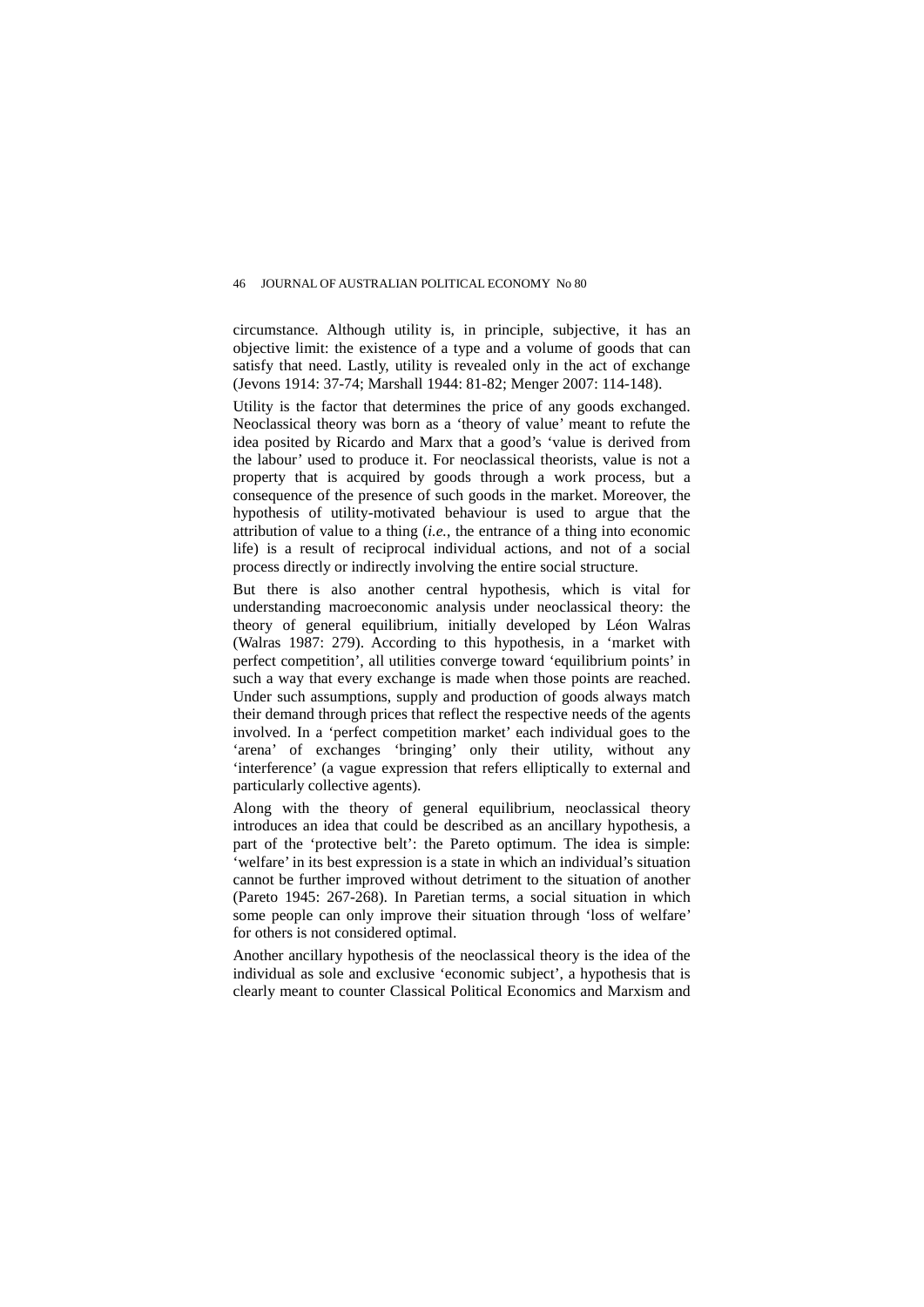circumstance. Although utility is, in principle, subjective, it has an objective limit: the existence of a type and a volume of goods that can satisfy that need. Lastly, utility is revealed only in the act of exchange (Jevons 1914: 37-74; Marshall 1944: 81-82; Menger 2007: 114-148).

Utility is the factor that determines the price of any goods exchanged. Neoclassical theory was born as a 'theory of value' meant to refute the idea posited by Ricardo and Marx that a good's 'value is derived from the labour' used to produce it. For neoclassical theorists, value is not a property that is acquired by goods through a work process, but a consequence of the presence of such goods in the market. Moreover, the hypothesis of utility-motivated behaviour is used to argue that the attribution of value to a thing (*i.e.*, the entrance of a thing into economic life) is a result of reciprocal individual actions, and not of a social process directly or indirectly involving the entire social structure.

But there is also another central hypothesis, which is vital for understanding macroeconomic analysis under neoclassical theory: the theory of general equilibrium, initially developed by Léon Walras (Walras 1987: 279). According to this hypothesis, in a 'market with perfect competition', all utilities converge toward 'equilibrium points' in such a way that every exchange is made when those points are reached. Under such assumptions, supply and production of goods always match their demand through prices that reflect the respective needs of the agents involved. In a 'perfect competition market' each individual goes to the 'arena' of exchanges 'bringing' only their utility, without any 'interference' (a vague expression that refers elliptically to external and particularly collective agents).

Along with the theory of general equilibrium, neoclassical theory introduces an idea that could be described as an ancillary hypothesis, a part of the 'protective belt': the Pareto optimum. The idea is simple: 'welfare' in its best expression is a state in which an individual's situation cannot be further improved without detriment to the situation of another (Pareto 1945: 267-268). In Paretian terms, a social situation in which some people can only improve their situation through 'loss of welfare' for others is not considered optimal.

Another ancillary hypothesis of the neoclassical theory is the idea of the individual as sole and exclusive 'economic subject', a hypothesis that is clearly meant to counter Classical Political Economics and Marxism and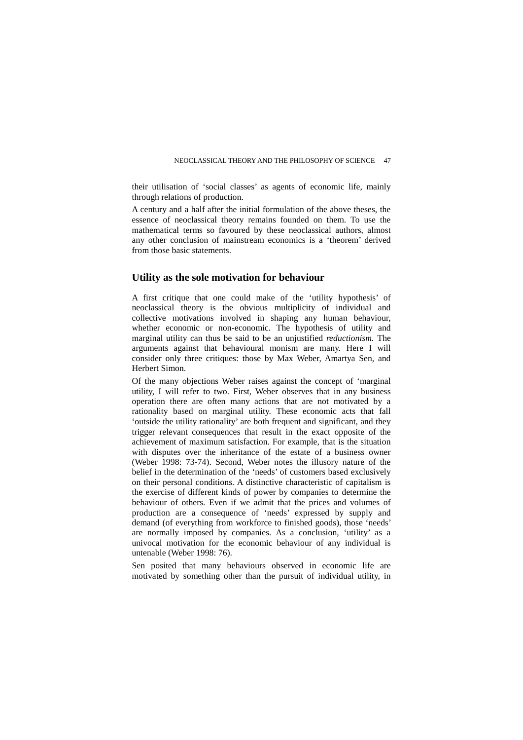their utilisation of 'social classes' as agents of economic life, mainly through relations of production.

A century and a half after the initial formulation of the above theses, the essence of neoclassical theory remains founded on them. To use the mathematical terms so favoured by these neoclassical authors, almost any other conclusion of mainstream economics is a 'theorem' derived from those basic statements.

## Utility as the sole motivation for behaviour

A first critique that one could make of the 'utility hypothesis' of neoclassical theory is the obvious multiplicity of individual and collective motivations involved in shaping any human behaviour, whether economic or non-economic. The hypothesis of utility and marginal utility can thus be said to be an unjustified *reductionism.* The arguments against that behavioural monism are many. Here I will consider only three critiques: those by Max Weber, Amartya Sen, and Herbert Simon.

Of the many objections Weber raises against the concept of 'marginal utility, I will refer to two. First, Weber observes that in any business operation there are often many actions that are not motivated by a rationality based on marginal utility. These economic acts that fall 'outside the utility rationality' are both frequent and significant, and they trigger relevant consequences that result in the exact opposite of the achievement of maximum satisfaction. For example, that is the situation with disputes over the inheritance of the estate of a business owner (Weber 1998: 73-74). Second, Weber notes the illusory nature of the belief in the determination of the 'needs' of customers based exclusively on their personal conditions. A distinctive characteristic of capitalism is the exercise of different kinds of power by companies to determine the behaviour of others. Even if we admit that the prices and volumes of production are a consequence of 'needs' expressed by supply and demand (of everything from workforce to finished goods), those 'needs' are normally imposed by companies. As a conclusion, 'utility' as a univocal motivation for the economic behaviour of any individual is untenable (Weber 1998: 76).

Sen posited that many behaviours observed in economic life are motivated by something other than the pursuit of individual utility, in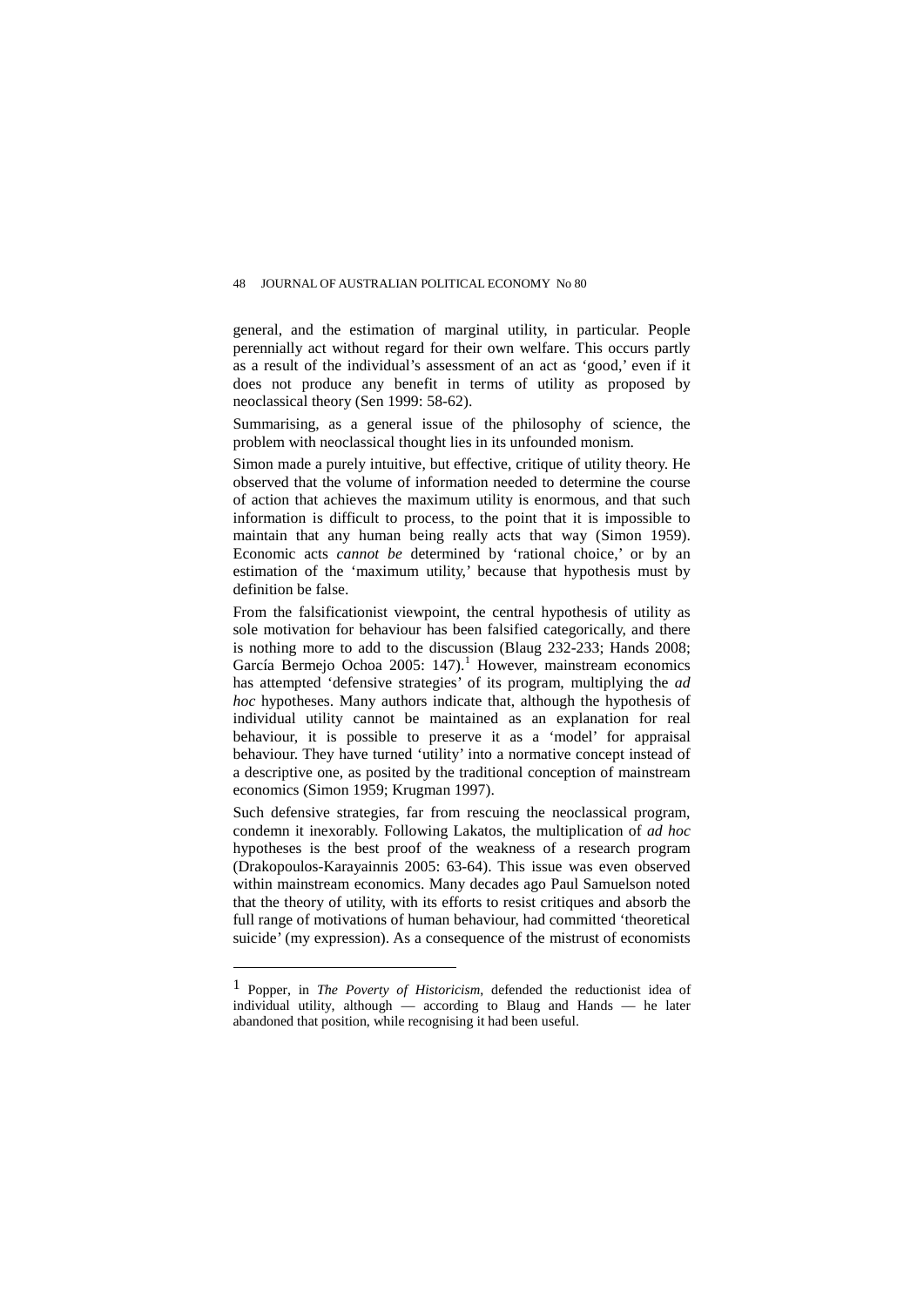general, and the estimation of marginal utility, in particular. People perennially act without regard for their own welfare. This occurs partly as a result of the individual's assessment of an act as 'good,' even if it does not produce any benefit in terms of utility as proposed by neoclassical theory (Sen 1999: 58-62).

Summarising, as a general issue of the philosophy of science, the problem with neoclassical thought lies in its unfounded monism.

Simon made a purely intuitive, but effective, critique of utility theory. He observed that the volume of information needed to determine the course of action that achieves the maximum utility is enormous, and that such information is difficult to process, to the point that it is impossible to maintain that any human being really acts that way (Simon 1959). Economic acts *cannot be* determined by 'rational choice,' or by an estimation of the 'maximum utility,' because that hypothesis must by definition be false.

From the falsificationist viewpoint, the central hypothesis of utility as sole motivation for behaviour has been falsified categorically, and there is nothing more to add to the discussion (Blaug 232-233; Hands 2008; García Bermejo Ochoa 2005: 147).[1] However, mainstream economics has attempted 'defensive strategies' of its program, multiplying the *ad hoc* hypotheses. Many authors indicate that, although the hypothesis of individual utility cannot be maintained as an explanation for real behaviour, it is possible to preserve it as a 'model' for appraisal behaviour. They have turned 'utility' into a normative concept instead of a descriptive one, as posited by the traditional conception of mainstream economics (Simon 1959; Krugman 1997).

Such defensive strategies, far from rescuing the neoclassical program, condemn it inexorably. Following Lakatos, the multiplication of *ad hoc* hypotheses is the best proof of the weakness of a research program (Drakopoulos-Karayainnis 2005: 63-64). This issue was even observed within mainstream economics. Many decades ago Paul Samuelson noted that the theory of utility, with its efforts to resist critiques and absorb the full range of motivations of human behaviour, had committed 'theoretical suicide' (my expression). As a consequence of the mistrust of economists

---

[1] Popper, in *The Poverty of Historicism*, defended the reductionist idea of individual utility, although — according to Blaug and Hands — he later abandoned that position, while recognising it had been useful.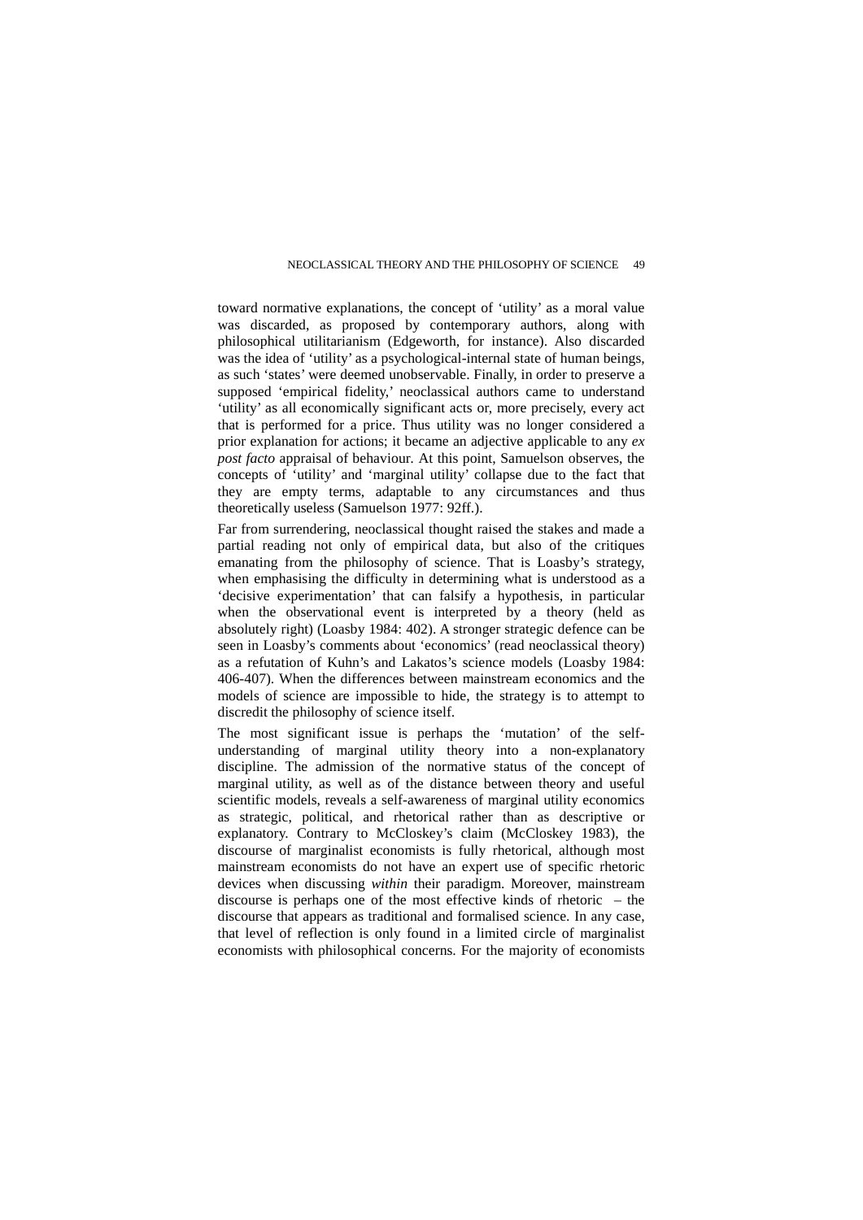toward normative explanations, the concept of 'utility' as a moral value was discarded, as proposed by contemporary authors, along with philosophical utilitarianism (Edgeworth, for instance). Also discarded was the idea of 'utility' as a psychological-internal state of human beings, as such 'states' were deemed unobservable. Finally, in order to preserve a supposed 'empirical fidelity,' neoclassical authors came to understand 'utility' as all economically significant acts or, more precisely, every act that is performed for a price. Thus utility was no longer considered a prior explanation for actions; it became an adjective applicable to any *ex post facto* appraisal of behaviour. At this point, Samuelson observes, the concepts of 'utility' and 'marginal utility' collapse due to the fact that they are empty terms, adaptable to any circumstances and thus theoretically useless (Samuelson 1977: 92ff.).

Far from surrendering, neoclassical thought raised the stakes and made a partial reading not only of empirical data, but also of the critiques emanating from the philosophy of science. That is Loasby's strategy, when emphasising the difficulty in determining what is understood as a 'decisive experimentation' that can falsify a hypothesis, in particular when the observational event is interpreted by a theory (held as absolutely right) (Loasby 1984: 402). A stronger strategic defence can be seen in Loasby's comments about 'economics' (read neoclassical theory) as a refutation of Kuhn's and Lakatos's science models (Loasby 1984: 406-407). When the differences between mainstream economics and the models of science are impossible to hide, the strategy is to attempt to discredit the philosophy of science itself.

The most significant issue is perhaps the 'mutation' of the self-understanding of marginal utility theory into a non-explanatory discipline. The admission of the normative status of the concept of marginal utility, as well as of the distance between theory and useful scientific models, reveals a self-awareness of marginal utility economics as strategic, political, and rhetorical rather than as descriptive or explanatory. Contrary to McCloskey's claim (McCloskey 1983), the discourse of marginalist economists is fully rhetorical, although most mainstream economists do not have an expert use of specific rhetoric devices when discussing *within* their paradigm. Moreover, mainstream discourse is perhaps one of the most effective kinds of rhetoric – the discourse that appears as traditional and formalised science. In any case, that level of reflection is only found in a limited circle of marginalist economists with philosophical concerns. For the majority of economists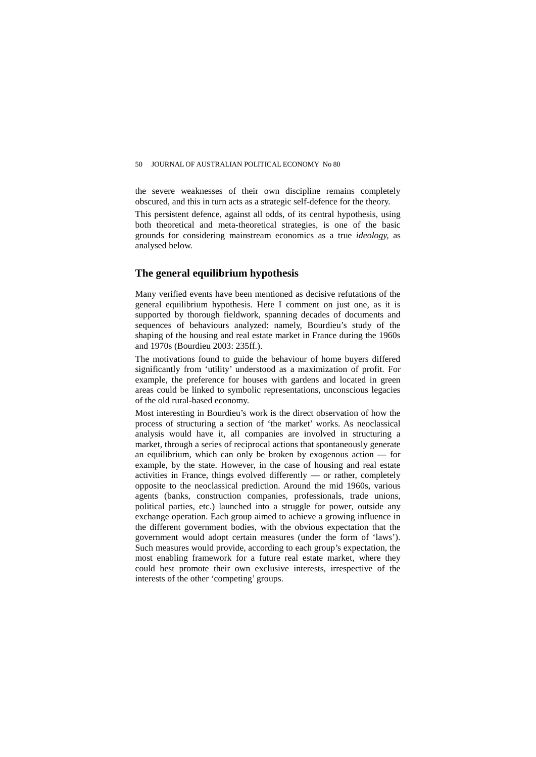the severe weaknesses of their own discipline remains completely obscured, and this in turn acts as a strategic self-defence for the theory.

This persistent defence, against all odds, of its central hypothesis, using both theoretical and meta-theoretical strategies, is one of the basic grounds for considering mainstream economics as a true *ideology,* as analysed below.

## The general equilibrium hypothesis

Many verified events have been mentioned as decisive refutations of the general equilibrium hypothesis. Here I comment on just one, as it is supported by thorough fieldwork, spanning decades of documents and sequences of behaviours analyzed: namely, Bourdieu's study of the shaping of the housing and real estate market in France during the 1960s and 1970s (Bourdieu 2003: 235ff.).

The motivations found to guide the behaviour of home buyers differed significantly from 'utility' understood as a maximization of profit. For example, the preference for houses with gardens and located in green areas could be linked to symbolic representations, unconscious legacies of the old rural-based economy.

Most interesting in Bourdieu's work is the direct observation of how the process of structuring a section of 'the market' works. As neoclassical analysis would have it, all companies are involved in structuring a market, through a series of reciprocal actions that spontaneously generate an equilibrium, which can only be broken by exogenous action — for example, by the state. However, in the case of housing and real estate activities in France, things evolved differently — or rather, completely opposite to the neoclassical prediction. Around the mid 1960s, various agents (banks, construction companies, professionals, trade unions, political parties, etc.) launched into a struggle for power, outside any exchange operation. Each group aimed to achieve a growing influence in the different government bodies, with the obvious expectation that the government would adopt certain measures (under the form of 'laws'). Such measures would provide, according to each group's expectation, the most enabling framework for a future real estate market, where they could best promote their own exclusive interests, irrespective of the interests of the other 'competing' groups.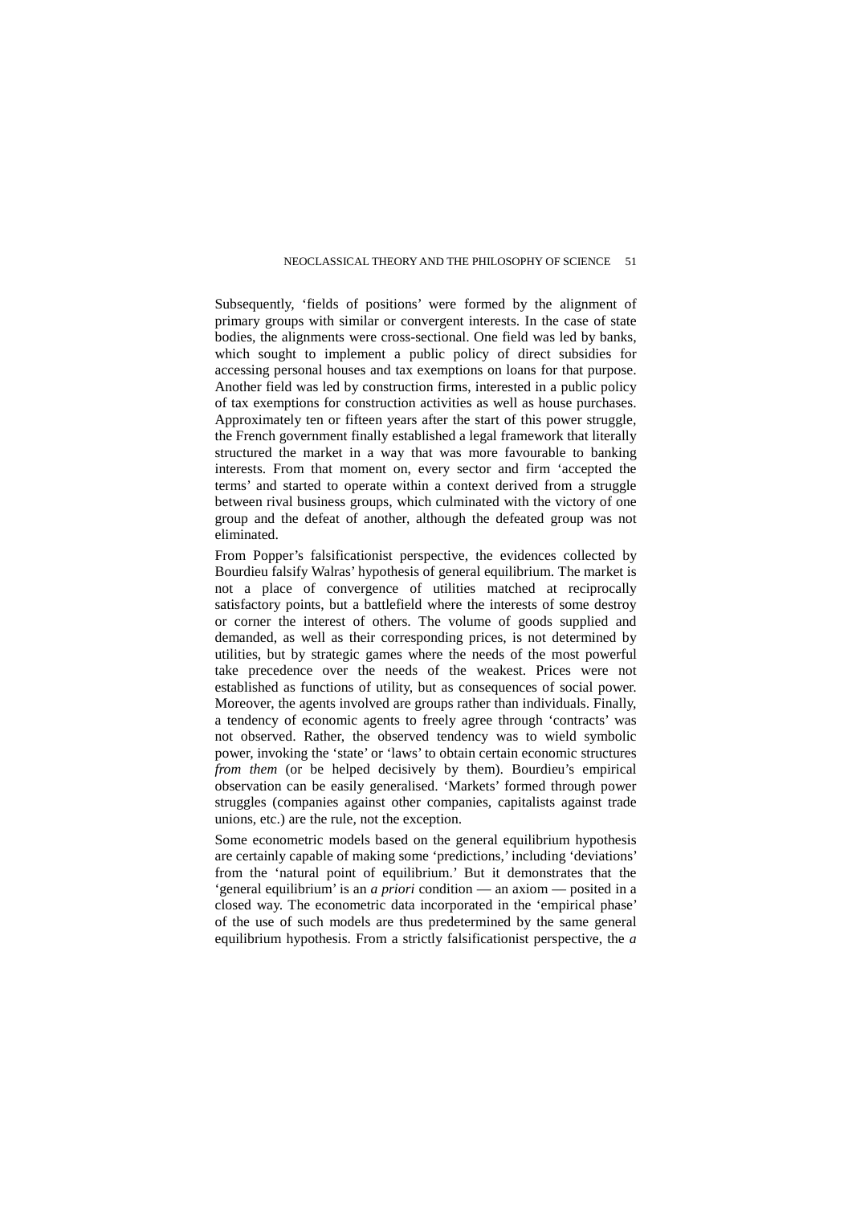Subsequently, 'fields of positions' were formed by the alignment of primary groups with similar or convergent interests. In the case of state bodies, the alignments were cross-sectional. One field was led by banks, which sought to implement a public policy of direct subsidies for accessing personal houses and tax exemptions on loans for that purpose. Another field was led by construction firms, interested in a public policy of tax exemptions for construction activities as well as house purchases. Approximately ten or fifteen years after the start of this power struggle, the French government finally established a legal framework that literally structured the market in a way that was more favourable to banking interests. From that moment on, every sector and firm 'accepted the terms' and started to operate within a context derived from a struggle between rival business groups, which culminated with the victory of one group and the defeat of another, although the defeated group was not eliminated.

From Popper's falsificationist perspective, the evidences collected by Bourdieu falsify Walras' hypothesis of general equilibrium. The market is not a place of convergence of utilities matched at reciprocally satisfactory points, but a battlefield where the interests of some destroy or corner the interest of others. The volume of goods supplied and demanded, as well as their corresponding prices, is not determined by utilities, but by strategic games where the needs of the most powerful take precedence over the needs of the weakest. Prices were not established as functions of utility, but as consequences of social power. Moreover, the agents involved are groups rather than individuals. Finally, a tendency of economic agents to freely agree through 'contracts' was not observed. Rather, the observed tendency was to wield symbolic power, invoking the 'state' or 'laws' to obtain certain economic structures *from them* (or be helped decisively by them). Bourdieu's empirical observation can be easily generalised. 'Markets' formed through power struggles (companies against other companies, capitalists against trade unions, etc.) are the rule, not the exception.

Some econometric models based on the general equilibrium hypothesis are certainly capable of making some 'predictions,' including 'deviations' from the 'natural point of equilibrium.' But it demonstrates that the 'general equilibrium' is an *a priori* condition — an axiom — posited in a closed way. The econometric data incorporated in the 'empirical phase' of the use of such models are thus predetermined by the same general equilibrium hypothesis. From a strictly falsificationist perspective, the *a*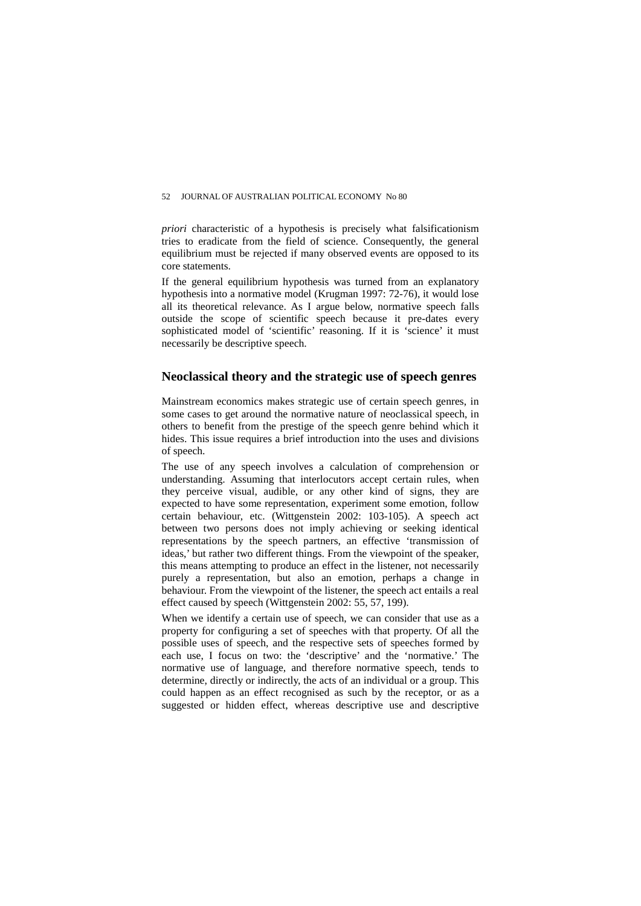*priori* characteristic of a hypothesis is precisely what falsificationism tries to eradicate from the field of science. Consequently, the general equilibrium must be rejected if many observed events are opposed to its core statements.

If the general equilibrium hypothesis was turned from an explanatory hypothesis into a normative model (Krugman 1997: 72-76), it would lose all its theoretical relevance. As I argue below, normative speech falls outside the scope of scientific speech because it pre-dates every sophisticated model of 'scientific' reasoning. If it is 'science' it must necessarily be descriptive speech.

## Neoclassical theory and the strategic use of speech genres

Mainstream economics makes strategic use of certain speech genres, in some cases to get around the normative nature of neoclassical speech, in others to benefit from the prestige of the speech genre behind which it hides. This issue requires a brief introduction into the uses and divisions of speech.

The use of any speech involves a calculation of comprehension or understanding. Assuming that interlocutors accept certain rules, when they perceive visual, audible, or any other kind of signs, they are expected to have some representation, experiment some emotion, follow certain behaviour, etc. (Wittgenstein 2002: 103-105). A speech act between two persons does not imply achieving or seeking identical representations by the speech partners, an effective 'transmission of ideas,' but rather two different things. From the viewpoint of the speaker, this means attempting to produce an effect in the listener, not necessarily purely a representation, but also an emotion, perhaps a change in behaviour. From the viewpoint of the listener, the speech act entails a real effect caused by speech (Wittgenstein 2002: 55, 57, 199).

When we identify a certain use of speech, we can consider that use as a property for configuring a set of speeches with that property. Of all the possible uses of speech, and the respective sets of speeches formed by each use, I focus on two: the 'descriptive' and the 'normative.' The normative use of language, and therefore normative speech, tends to determine, directly or indirectly, the acts of an individual or a group. This could happen as an effect recognised as such by the receptor, or as a suggested or hidden effect, whereas descriptive use and descriptive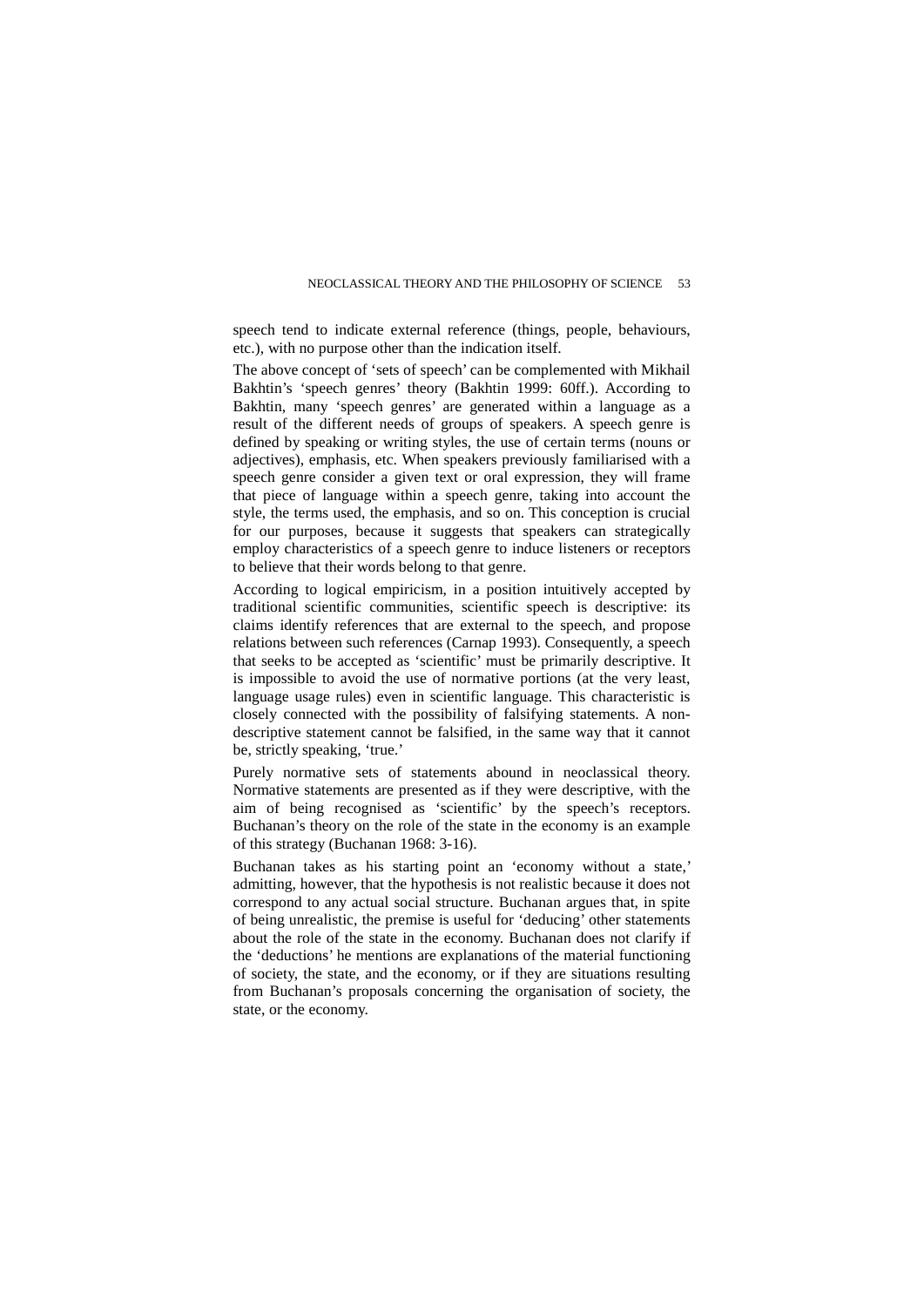speech tend to indicate external reference (things, people, behaviours, etc.), with no purpose other than the indication itself.

The above concept of 'sets of speech' can be complemented with Mikhail Bakhtin's 'speech genres' theory (Bakhtin 1999: 60ff.). According to Bakhtin, many 'speech genres' are generated within a language as a result of the different needs of groups of speakers. A speech genre is defined by speaking or writing styles, the use of certain terms (nouns or adjectives), emphasis, etc. When speakers previously familiarised with a speech genre consider a given text or oral expression, they will frame that piece of language within a speech genre, taking into account the style, the terms used, the emphasis, and so on. This conception is crucial for our purposes, because it suggests that speakers can strategically employ characteristics of a speech genre to induce listeners or receptors to believe that their words belong to that genre.

According to logical empiricism, in a position intuitively accepted by traditional scientific communities, scientific speech is descriptive: its claims identify references that are external to the speech, and propose relations between such references (Carnap 1993). Consequently, a speech that seeks to be accepted as 'scientific' must be primarily descriptive. It is impossible to avoid the use of normative portions (at the very least, language usage rules) even in scientific language. This characteristic is closely connected with the possibility of falsifying statements. A non-descriptive statement cannot be falsified, in the same way that it cannot be, strictly speaking, 'true.'

Purely normative sets of statements abound in neoclassical theory. Normative statements are presented as if they were descriptive, with the aim of being recognised as 'scientific' by the speech's receptors. Buchanan's theory on the role of the state in the economy is an example of this strategy (Buchanan 1968: 3-16).

Buchanan takes as his starting point an 'economy without a state,' admitting, however, that the hypothesis is not realistic because it does not correspond to any actual social structure. Buchanan argues that, in spite of being unrealistic, the premise is useful for 'deducing' other statements about the role of the state in the economy. Buchanan does not clarify if the 'deductions' he mentions are explanations of the material functioning of society, the state, and the economy, or if they are situations resulting from Buchanan's proposals concerning the organisation of society, the state, or the economy.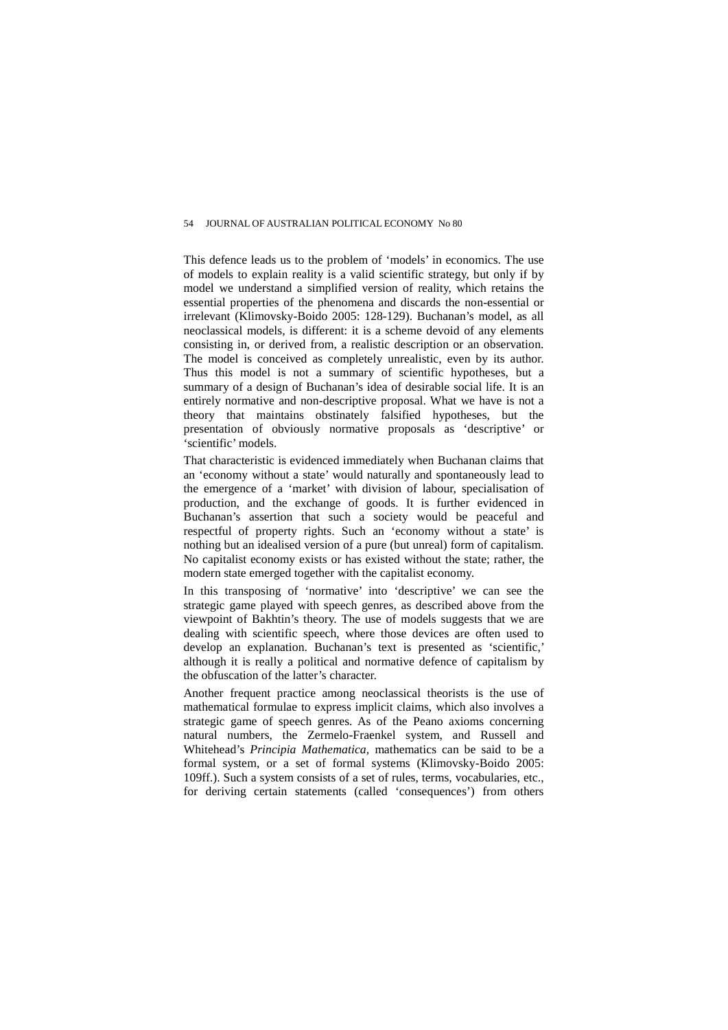This defence leads us to the problem of ‘models’ in economics. The use of models to explain reality is a valid scientific strategy, but only if by model we understand a simplified version of reality, which retains the essential properties of the phenomena and discards the non-essential or irrelevant (Klimovsky-Boido 2005: 128-129). Buchanan’s model, as all neoclassical models, is different: it is a scheme devoid of any elements consisting in, or derived from, a realistic description or an observation. The model is conceived as completely unrealistic, even by its author. Thus this model is not a summary of scientific hypotheses, but a summary of a design of Buchanan’s idea of desirable social life. It is an entirely normative and non-descriptive proposal. What we have is not a theory that maintains obstinately falsified hypotheses, but the presentation of obviously normative proposals as ‘descriptive’ or ‘scientific’ models.

That characteristic is evidenced immediately when Buchanan claims that an ‘economy without a state’ would naturally and spontaneously lead to the emergence of a ‘market’ with division of labour, specialisation of production, and the exchange of goods. It is further evidenced in Buchanan’s assertion that such a society would be peaceful and respectful of property rights. Such an ‘economy without a state’ is nothing but an idealised version of a pure (but unreal) form of capitalism. No capitalist economy exists or has existed without the state; rather, the modern state emerged together with the capitalist economy.

In this transposing of ‘normative’ into ‘descriptive’ we can see the strategic game played with speech genres, as described above from the viewpoint of Bakhtin’s theory. The use of models suggests that we are dealing with scientific speech, where those devices are often used to develop an explanation. Buchanan’s text is presented as ‘scientific,’ although it is really a political and normative defence of capitalism by the obfuscation of the latter’s character.

Another frequent practice among neoclassical theorists is the use of mathematical formulae to express implicit claims, which also involves a strategic game of speech genres. As of the Peano axioms concerning natural numbers, the Zermelo-Fraenkel system, and Russell and Whitehead’s *Principia Mathematica*, mathematics can be said to be a formal system, or a set of formal systems (Klimovsky-Boido 2005: 109ff.). Such a system consists of a set of rules, terms, vocabularies, etc., for deriving certain statements (called ‘consequences’) from others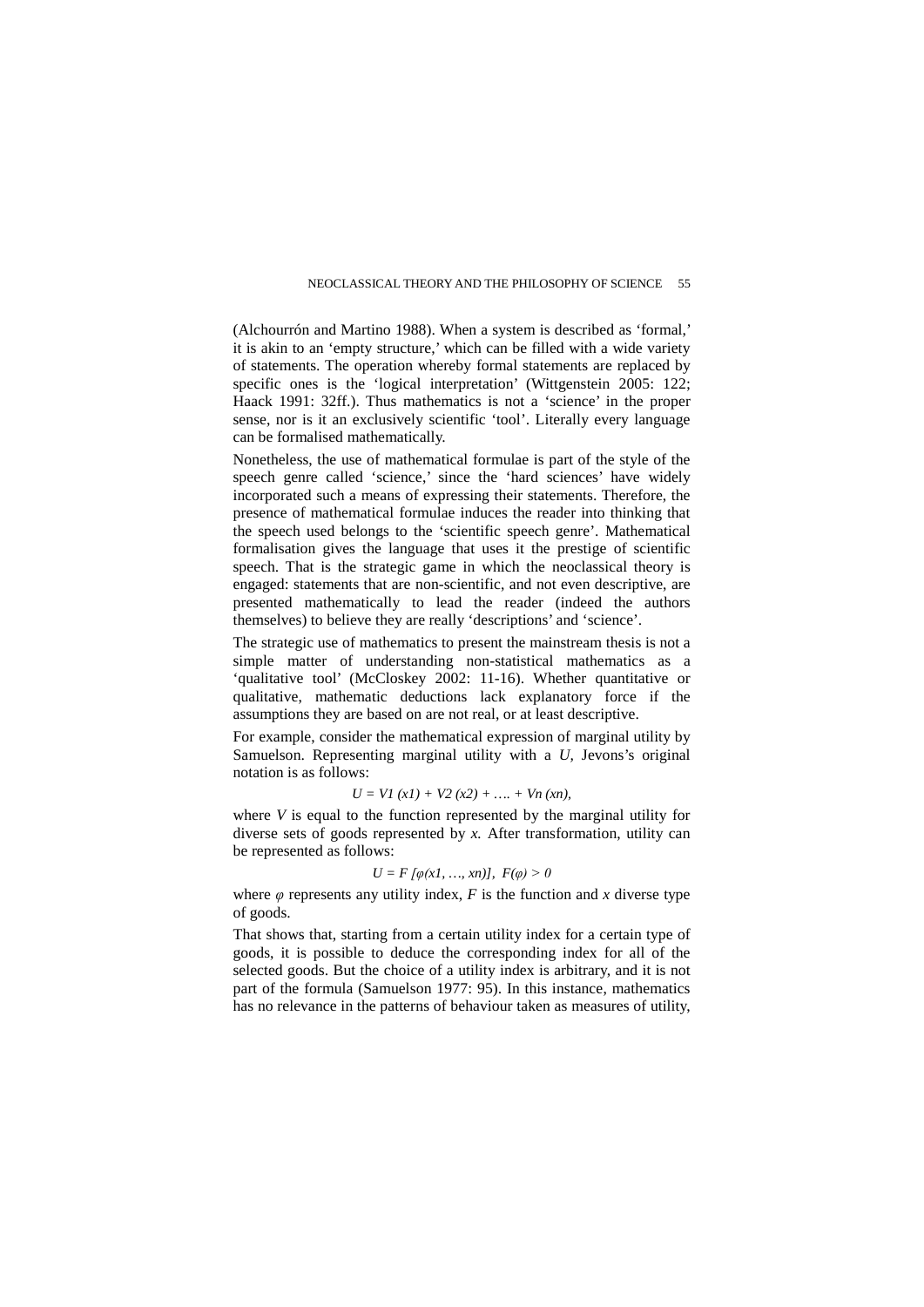(Alchourrón and Martino 1988). When a system is described as 'formal,' it is akin to an 'empty structure,' which can be filled with a wide variety of statements. The operation whereby formal statements are replaced by specific ones is the 'logical interpretation' (Wittgenstein 2005: 122; Haack 1991: 32ff.). Thus mathematics is not a 'science' in the proper sense, nor is it an exclusively scientific 'tool'. Literally every language can be formalised mathematically.

Nonetheless, the use of mathematical formulae is part of the style of the speech genre called 'science,' since the 'hard sciences' have widely incorporated such a means of expressing their statements. Therefore, the presence of mathematical formulae induces the reader into thinking that the speech used belongs to the 'scientific speech genre'. Mathematical formalisation gives the language that uses it the prestige of scientific speech. That is the strategic game in which the neoclassical theory is engaged: statements that are non-scientific, and not even descriptive, are presented mathematically to lead the reader (indeed the authors themselves) to believe they are really 'descriptions' and 'science'.

The strategic use of mathematics to present the mainstream thesis is not a simple matter of understanding non-statistical mathematics as a 'qualitative tool' (McCloskey 2002: 11-16). Whether quantitative or qualitative, mathematic deductions lack explanatory force if the assumptions they are based on are not real, or at least descriptive.

For example, consider the mathematical expression of marginal utility by Samuelson. Representing marginal utility with a $U$, Jevons's original notation is as follows:

$$U = V1\ (x1) + V2\ (x2) + \ldots. + Vn\ (xn),$$

where $V$ is equal to the function represented by the marginal utility for diverse sets of goods represented by $x$. After transformation, utility can be represented as follows:

$$U = F\ [\varphi(x1, \ldots, xn)],\ \ F(\varphi) > 0$$

where $\varphi$ represents any utility index, $F$ is the function and $x$ diverse type of goods.

That shows that, starting from a certain utility index for a certain type of goods, it is possible to deduce the corresponding index for all of the selected goods. But the choice of a utility index is arbitrary, and it is not part of the formula (Samuelson 1977: 95). In this instance, mathematics has no relevance in the patterns of behaviour taken as measures of utility,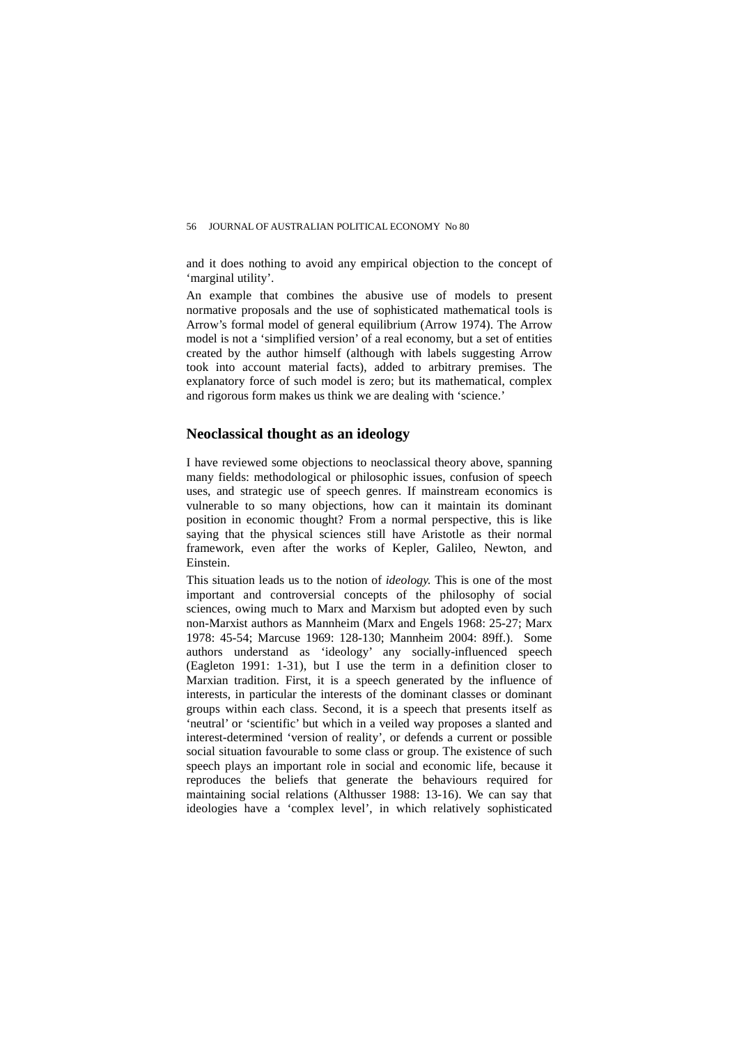and it does nothing to avoid any empirical objection to the concept of 'marginal utility'.

An example that combines the abusive use of models to present normative proposals and the use of sophisticated mathematical tools is Arrow's formal model of general equilibrium (Arrow 1974). The Arrow model is not a 'simplified version' of a real economy, but a set of entities created by the author himself (although with labels suggesting Arrow took into account material facts), added to arbitrary premises. The explanatory force of such model is zero; but its mathematical, complex and rigorous form makes us think we are dealing with 'science.'

## Neoclassical thought as an ideology

I have reviewed some objections to neoclassical theory above, spanning many fields: methodological or philosophic issues, confusion of speech uses, and strategic use of speech genres. If mainstream economics is vulnerable to so many objections, how can it maintain its dominant position in economic thought? From a normal perspective, this is like saying that the physical sciences still have Aristotle as their normal framework, even after the works of Kepler, Galileo, Newton, and Einstein.

This situation leads us to the notion of *ideology.* This is one of the most important and controversial concepts of the philosophy of social sciences, owing much to Marx and Marxism but adopted even by such non-Marxist authors as Mannheim (Marx and Engels 1968: 25-27; Marx 1978: 45-54; Marcuse 1969: 128-130; Mannheim 2004: 89ff.). Some authors understand as 'ideology' any socially-influenced speech (Eagleton 1991: 1-31), but I use the term in a definition closer to Marxian tradition. First, it is a speech generated by the influence of interests, in particular the interests of the dominant classes or dominant groups within each class. Second, it is a speech that presents itself as 'neutral' or 'scientific' but which in a veiled way proposes a slanted and interest-determined 'version of reality', or defends a current or possible social situation favourable to some class or group. The existence of such speech plays an important role in social and economic life, because it reproduces the beliefs that generate the behaviours required for maintaining social relations (Althusser 1988: 13-16). We can say that ideologies have a 'complex level', in which relatively sophisticated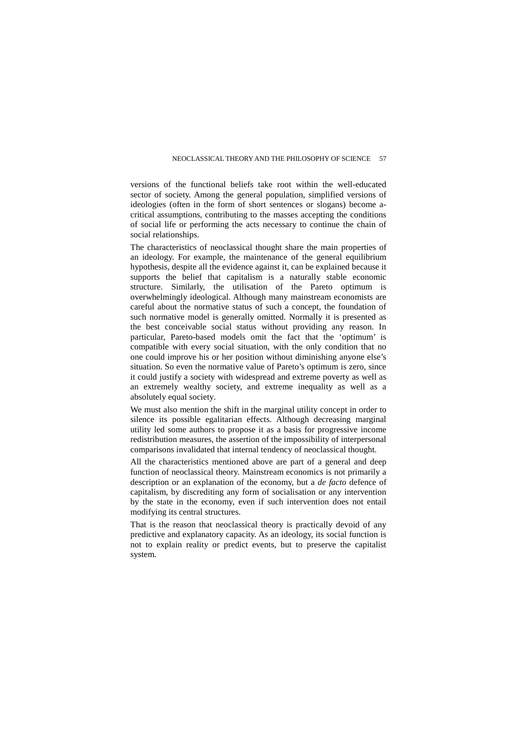versions of the functional beliefs take root within the well-educated sector of society. Among the general population, simplified versions of ideologies (often in the form of short sentences or slogans) become a-critical assumptions, contributing to the masses accepting the conditions of social life or performing the acts necessary to continue the chain of social relationships.

The characteristics of neoclassical thought share the main properties of an ideology. For example, the maintenance of the general equilibrium hypothesis, despite all the evidence against it, can be explained because it supports the belief that capitalism is a naturally stable economic structure. Similarly, the utilisation of the Pareto optimum is overwhelmingly ideological. Although many mainstream economists are careful about the normative status of such a concept, the foundation of such normative model is generally omitted. Normally it is presented as the best conceivable social status without providing any reason. In particular, Pareto-based models omit the fact that the 'optimum' is compatible with every social situation, with the only condition that no one could improve his or her position without diminishing anyone else's situation. So even the normative value of Pareto's optimum is zero, since it could justify a society with widespread and extreme poverty as well as an extremely wealthy society, and extreme inequality as well as a absolutely equal society.

We must also mention the shift in the marginal utility concept in order to silence its possible egalitarian effects. Although decreasing marginal utility led some authors to propose it as a basis for progressive income redistribution measures, the assertion of the impossibility of interpersonal comparisons invalidated that internal tendency of neoclassical thought.

All the characteristics mentioned above are part of a general and deep function of neoclassical theory. Mainstream economics is not primarily a description or an explanation of the economy, but a *de facto* defence of capitalism, by discrediting any form of socialisation or any intervention by the state in the economy, even if such intervention does not entail modifying its central structures.

That is the reason that neoclassical theory is practically devoid of any predictive and explanatory capacity. As an ideology, its social function is not to explain reality or predict events, but to preserve the capitalist system.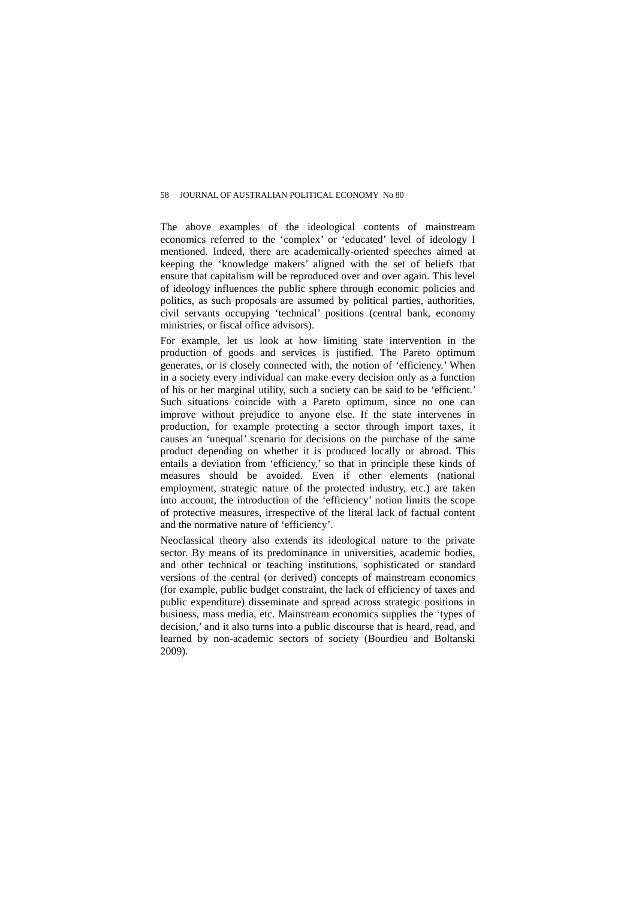The above examples of the ideological contents of mainstream economics referred to the 'complex' or 'educated' level of ideology I mentioned. Indeed, there are academically-oriented speeches aimed at keeping the 'knowledge makers' aligned with the set of beliefs that ensure that capitalism will be reproduced over and over again. This level of ideology influences the public sphere through economic policies and politics, as such proposals are assumed by political parties, authorities, civil servants occupying 'technical' positions (central bank, economy ministries, or fiscal office advisors).

For example, let us look at how limiting state intervention in the production of goods and services is justified. The Pareto optimum generates, or is closely connected with, the notion of 'efficiency.' When in a society every individual can make every decision only as a function of his or her marginal utility, such a society can be said to be 'efficient.' Such situations coincide with a Pareto optimum, since no one can improve without prejudice to anyone else. If the state intervenes in production, for example protecting a sector through import taxes, it causes an 'unequal' scenario for decisions on the purchase of the same product depending on whether it is produced locally or abroad. This entails a deviation from 'efficiency,' so that in principle these kinds of measures should be avoided. Even if other elements (national employment, strategic nature of the protected industry, etc.) are taken into account, the introduction of the 'efficiency' notion limits the scope of protective measures, irrespective of the literal lack of factual content and the normative nature of 'efficiency'.

Neoclassical theory also extends its ideological nature to the private sector. By means of its predominance in universities, academic bodies, and other technical or teaching institutions, sophisticated or standard versions of the central (or derived) concepts of mainstream economics (for example, public budget constraint, the lack of efficiency of taxes and public expenditure) disseminate and spread across strategic positions in business, mass media, etc. Mainstream economics supplies the 'types of decision,' and it also turns into a public discourse that is heard, read, and learned by non-academic sectors of society (Bourdieu and Boltanski 2009).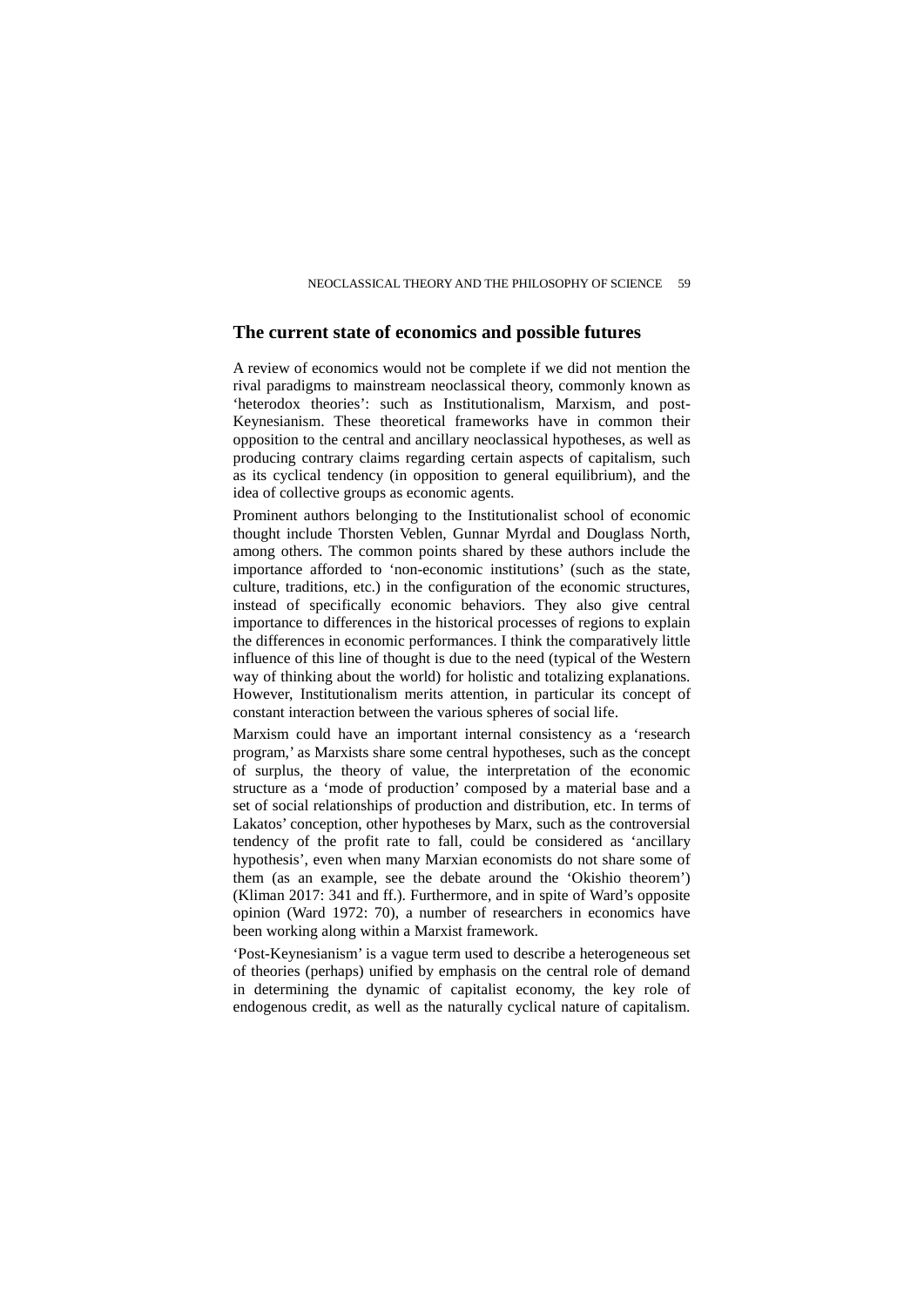## The current state of economics and possible futures

A review of economics would not be complete if we did not mention the rival paradigms to mainstream neoclassical theory, commonly known as 'heterodox theories': such as Institutionalism, Marxism, and post-Keynesianism. These theoretical frameworks have in common their opposition to the central and ancillary neoclassical hypotheses, as well as producing contrary claims regarding certain aspects of capitalism, such as its cyclical tendency (in opposition to general equilibrium), and the idea of collective groups as economic agents.

Prominent authors belonging to the Institutionalist school of economic thought include Thorsten Veblen, Gunnar Myrdal and Douglass North, among others. The common points shared by these authors include the importance afforded to 'non-economic institutions' (such as the state, culture, traditions, etc.) in the configuration of the economic structures, instead of specifically economic behaviors. They also give central importance to differences in the historical processes of regions to explain the differences in economic performances. I think the comparatively little influence of this line of thought is due to the need (typical of the Western way of thinking about the world) for holistic and totalizing explanations. However, Institutionalism merits attention, in particular its concept of constant interaction between the various spheres of social life.

Marxism could have an important internal consistency as a 'research program,' as Marxists share some central hypotheses, such as the concept of surplus, the theory of value, the interpretation of the economic structure as a 'mode of production' composed by a material base and a set of social relationships of production and distribution, etc. In terms of Lakatos' conception, other hypotheses by Marx, such as the controversial tendency of the profit rate to fall, could be considered as 'ancillary hypothesis', even when many Marxian economists do not share some of them (as an example, see the debate around the 'Okishio theorem') (Kliman 2017: 341 and ff.). Furthermore, and in spite of Ward's opposite opinion (Ward 1972: 70), a number of researchers in economics have been working along within a Marxist framework.

'Post-Keynesianism' is a vague term used to describe a heterogeneous set of theories (perhaps) unified by emphasis on the central role of demand in determining the dynamic of capitalist economy, the key role of endogenous credit, as well as the naturally cyclical nature of capitalism.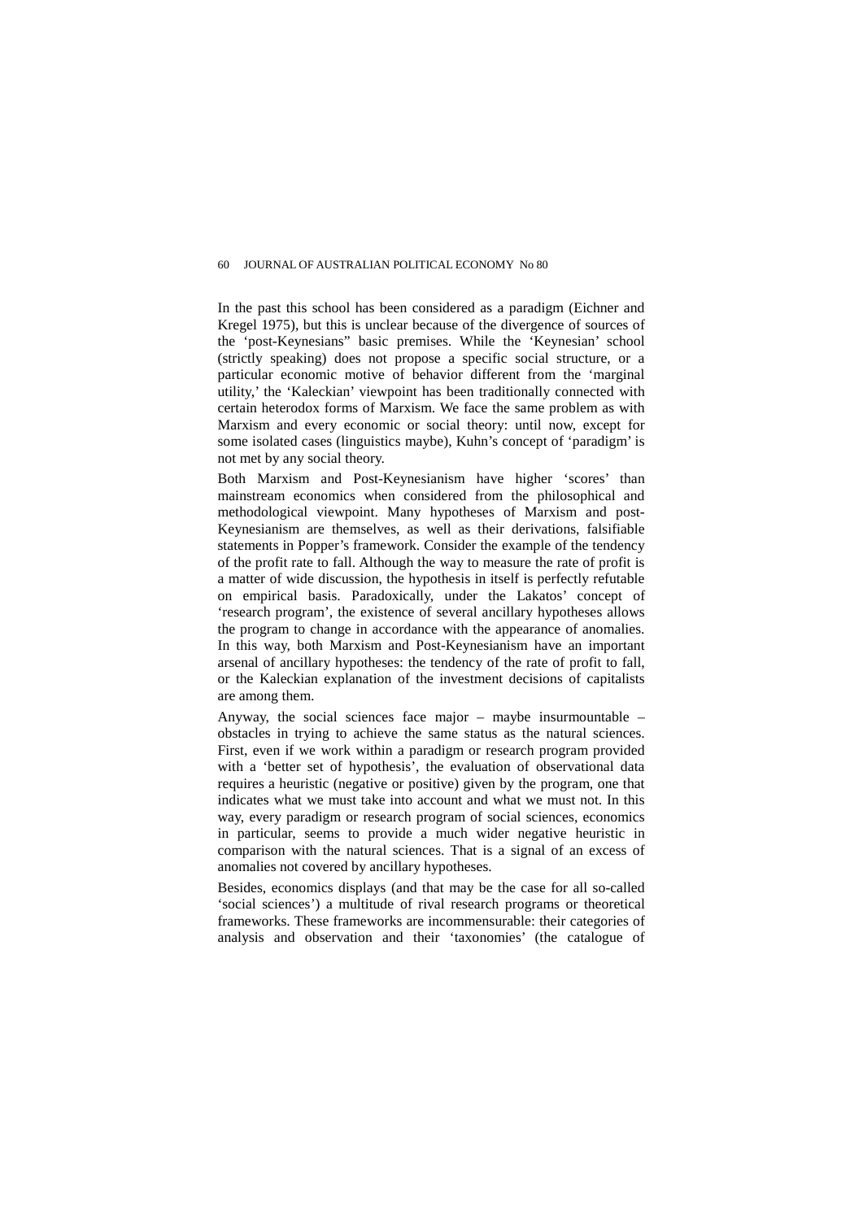In the past this school has been considered as a paradigm (Eichner and Kregel 1975), but this is unclear because of the divergence of sources of the 'post-Keynesians" basic premises. While the 'Keynesian' school (strictly speaking) does not propose a specific social structure, or a particular economic motive of behavior different from the 'marginal utility,' the 'Kaleckian' viewpoint has been traditionally connected with certain heterodox forms of Marxism. We face the same problem as with Marxism and every economic or social theory: until now, except for some isolated cases (linguistics maybe), Kuhn's concept of 'paradigm' is not met by any social theory.

Both Marxism and Post-Keynesianism have higher 'scores' than mainstream economics when considered from the philosophical and methodological viewpoint. Many hypotheses of Marxism and post-Keynesianism are themselves, as well as their derivations, falsifiable statements in Popper's framework. Consider the example of the tendency of the profit rate to fall. Although the way to measure the rate of profit is a matter of wide discussion, the hypothesis in itself is perfectly refutable on empirical basis. Paradoxically, under the Lakatos' concept of 'research program', the existence of several ancillary hypotheses allows the program to change in accordance with the appearance of anomalies. In this way, both Marxism and Post-Keynesianism have an important arsenal of ancillary hypotheses: the tendency of the rate of profit to fall, or the Kaleckian explanation of the investment decisions of capitalists are among them.

Anyway, the social sciences face major – maybe insurmountable – obstacles in trying to achieve the same status as the natural sciences. First, even if we work within a paradigm or research program provided with a 'better set of hypothesis', the evaluation of observational data requires a heuristic (negative or positive) given by the program, one that indicates what we must take into account and what we must not. In this way, every paradigm or research program of social sciences, economics in particular, seems to provide a much wider negative heuristic in comparison with the natural sciences. That is a signal of an excess of anomalies not covered by ancillary hypotheses.

Besides, economics displays (and that may be the case for all so-called 'social sciences') a multitude of rival research programs or theoretical frameworks. These frameworks are incommensurable: their categories of analysis and observation and their 'taxonomies' (the catalogue of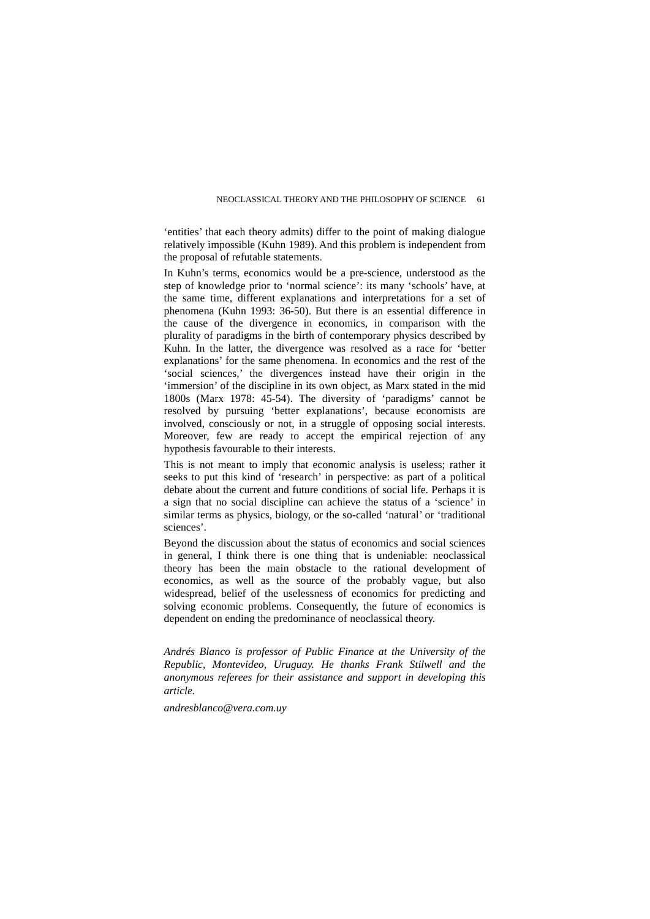'entities' that each theory admits) differ to the point of making dialogue relatively impossible (Kuhn 1989). And this problem is independent from the proposal of refutable statements.

In Kuhn's terms, economics would be a pre-science, understood as the step of knowledge prior to 'normal science': its many 'schools' have, at the same time, different explanations and interpretations for a set of phenomena (Kuhn 1993: 36-50). But there is an essential difference in the cause of the divergence in economics, in comparison with the plurality of paradigms in the birth of contemporary physics described by Kuhn. In the latter, the divergence was resolved as a race for 'better explanations' for the same phenomena. In economics and the rest of the 'social sciences,' the divergences instead have their origin in the 'immersion' of the discipline in its own object, as Marx stated in the mid 1800s (Marx 1978: 45-54). The diversity of 'paradigms' cannot be resolved by pursuing 'better explanations', because economists are involved, consciously or not, in a struggle of opposing social interests. Moreover, few are ready to accept the empirical rejection of any hypothesis favourable to their interests.

This is not meant to imply that economic analysis is useless; rather it seeks to put this kind of 'research' in perspective: as part of a political debate about the current and future conditions of social life. Perhaps it is a sign that no social discipline can achieve the status of a 'science' in similar terms as physics, biology, or the so-called 'natural' or 'traditional sciences'.

Beyond the discussion about the status of economics and social sciences in general, I think there is one thing that is undeniable: neoclassical theory has been the main obstacle to the rational development of economics, as well as the source of the probably vague, but also widespread, belief of the uselessness of economics for predicting and solving economic problems. Consequently, the future of economics is dependent on ending the predominance of neoclassical theory.

*Andrés Blanco is professor of Public Finance at the University of the Republic, Montevideo, Uruguay. He thanks Frank Stilwell and the anonymous referees for their assistance and support in developing this article.*

*andresblanco@vera.com.uy*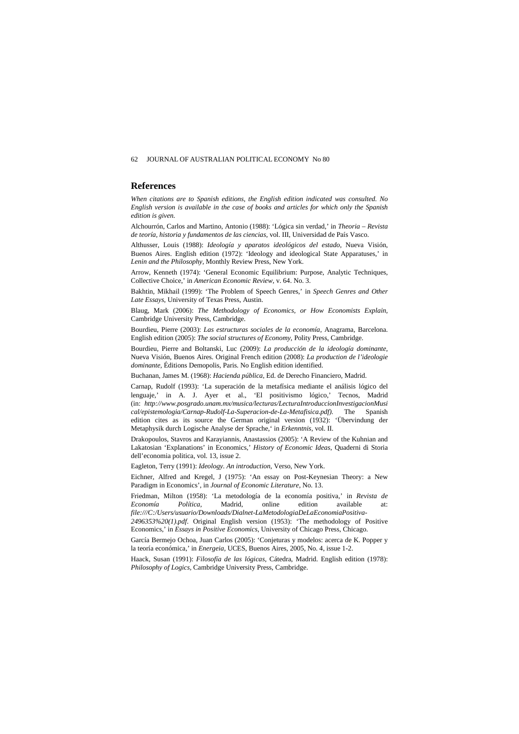## References

*When citations are to Spanish editions, the English edition indicated was consulted. No English version is available in the case of books and articles for which only the Spanish edition is given.*

Alchourrón, Carlos and Martino, Antonio (1988): 'Lógica sin verdad,' in *Theoria – Revista de teoría, historia y fundamentos de las ciencias*, vol. III, Universidad de País Vasco.

Althusser, Louis (1988): *Ideología y aparatos ideológicos del estado*, Nueva Visión, Buenos Aires. English edition (1972): 'Ideology and ideological State Apparatuses,' in *Lenin and the Philosophy*, Monthly Review Press, New York.

Arrow, Kenneth (1974): 'General Economic Equilibrium: Purpose, Analytic Techniques, Collective Choice,' in *American Economic Review*, v. 64. No. 3.

Bakhtin, Mikhail (1999): 'The Problem of Speech Genres,' in *Speech Genres and Other Late Essays*, University of Texas Press, Austin.

Blaug, Mark (2006): *The Methodology of Economics, or How Economists Explain*, Cambridge University Press, Cambridge.

Bourdieu, Pierre (2003): *Las estructuras sociales de la economía*, Anagrama, Barcelona. English edition (2005): *The social structures of Economy*, Polity Press, Cambridge.

Bourdieu, Pierre and Boltanski, Luc (2009): *La producción de la ideología dominante*, Nueva Visión, Buenos Aires. Original French edition (2008): *La production de l'ideologie dominante*, Éditions Demopolis, Paris. No English edition identified.

Buchanan, James M. (1968): *Hacienda pública*, Ed. de Derecho Financiero, Madrid.

Carnap, Rudolf (1993): 'La superación de la metafísica mediante el análisis lógico del lenguaje,' in A. J. Ayer et al., 'El positivismo lógico,' Tecnos, Madrid (in: *http://www.posgrado.unam.mx/musica/lecturas/LecturaIntroduccionInvestigacionMusical/epistemologia/Carnap-Rudolf-La-Superacion-de-La-Metafisica.pdf).* The Spanish edition cites as its source the German original version (1932): 'Übervindung der Metaphysik durch Logische Analyse der Sprache,' in *Erkenntnis*, vol. II.

Drakopoulos, Stavros and Karayiannis, Anastassios (2005): 'A Review of the Kuhnian and Lakatosian 'Explanations' in Economics,' *History of Economic Ideas*, Quaderni di Storia dell'economia politica, vol. 13, issue 2.

Eagleton, Terry (1991): *Ideology. An introduction*, Verso, New York.

Eichner, Alfred and Kregel, J (1975): 'An essay on Post-Keynesian Theory: a New Paradigm in Economics', in *Journal of Economic Literature*, No. 13.

Friedman, Milton (1958): 'La metodología de la economía positiva,' in *Revista de Economía Política*, Madrid, online edition available at: *file:///C:/Users/usuario/Downloads/Dialnet-LaMetodologiaDeLaEconomiaPositiva-2496353%20(1).pdf*. Original English version (1953): 'The methodology of Positive Economics,' in *Essays in Positive Economics*, University of Chicago Press, Chicago.

García Bermejo Ochoa, Juan Carlos (2005): 'Conjeturas y modelos: acerca de K. Popper y la teoría económica,' in *Energeia*, UCES, Buenos Aires, 2005, No. 4, issue 1-2.

Haack, Susan (1991): *Filosofía de las lógicas*, Cátedra, Madrid. English edition (1978): *Philosophy of Logics*, Cambridge University Press, Cambridge.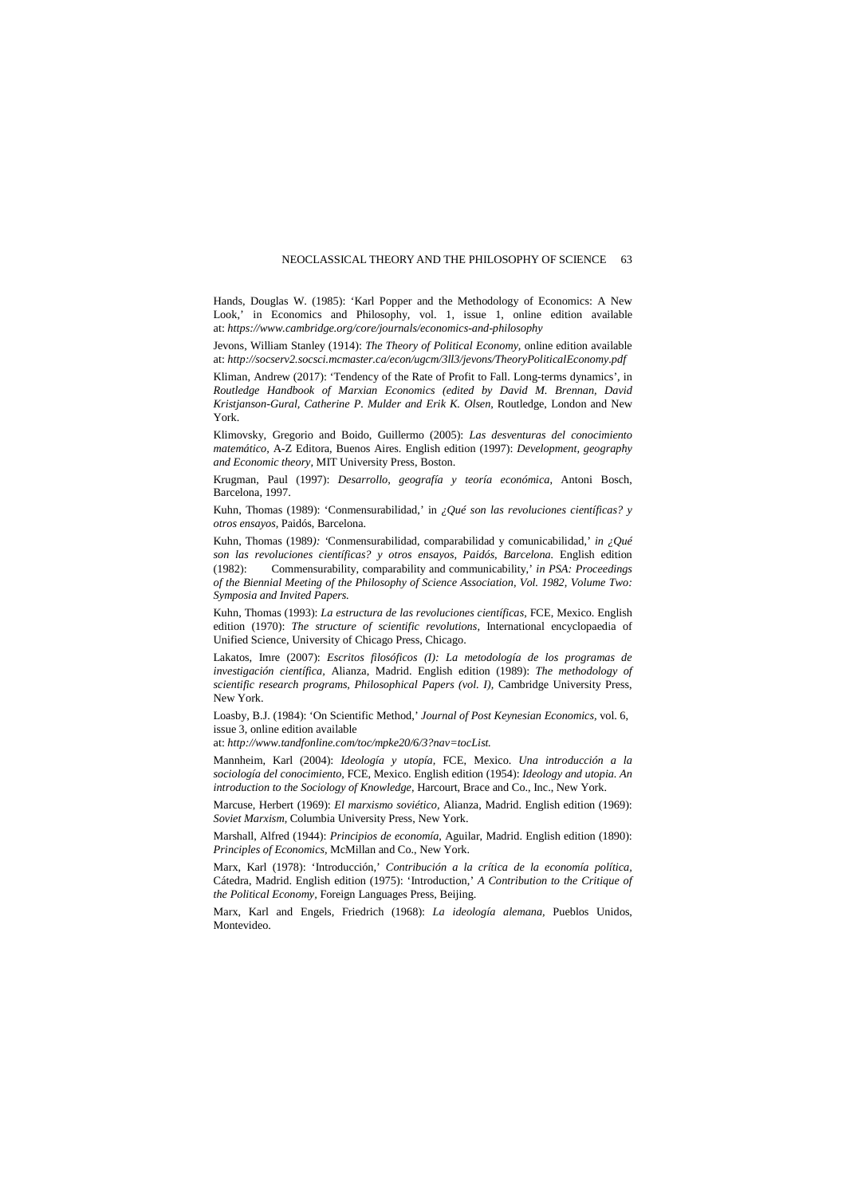Hands, Douglas W. (1985): 'Karl Popper and the Methodology of Economics: A New Look,' in Economics and Philosophy, vol. 1, issue 1, online edition available at: *https://www.cambridge.org/core/journals/economics-and-philosophy*

Jevons, William Stanley (1914): *The Theory of Political Economy*, online edition available at: *http://socserv2.socsci.mcmaster.ca/econ/ugcm/3ll3/jevons/TheoryPoliticalEconomy.pdf*

Kliman, Andrew (2017): 'Tendency of the Rate of Profit to Fall. Long-terms dynamics', in *Routledge Handbook of Marxian Economics (edited by David M. Brennan, David Kristjanson-Gural, Catherine P. Mulder and Erik K. Olsen*, Routledge, London and New York.

Klimovsky, Gregorio and Boido, Guillermo (2005): *Las desventuras del conocimiento matemático*, A-Z Editora, Buenos Aires. English edition (1997): *Development, geography and Economic theory*, MIT University Press, Boston.

Krugman, Paul (1997): *Desarrollo, geografía y teoría económica*, Antoni Bosch, Barcelona, 1997.

Kuhn, Thomas (1989): 'Conmensurabilidad,' in *¿Qué son las revoluciones científicas? y otros ensayos*, Paidós, Barcelona.

Kuhn, Thomas (1989*):* 'Conmensurabilidad, comparabilidad y comunicabilidad,' *in ¿Qué son las revoluciones científicas? y otros ensayos, Paidós, Barcelona.* English edition (1982): Commensurability, comparability and communicability,' *in PSA: Proceedings of the Biennial Meeting of the Philosophy of Science Association, Vol. 1982, Volume Two: Symposia and Invited Papers.*

Kuhn, Thomas (1993): *La estructura de las revoluciones científicas*, FCE, Mexico. English edition (1970): *The structure of scientific revolutions*, International encyclopaedia of Unified Science, University of Chicago Press, Chicago.

Lakatos, Imre (2007): *Escritos filosóficos (I): La metodología de los programas de investigación científica*, Alianza, Madrid. English edition (1989): *The methodology of scientific research programs, Philosophical Papers (vol. I)*, Cambridge University Press, New York.

Loasby, B.J. (1984): 'On Scientific Method,' *Journal of Post Keynesian Economics*, vol. 6, issue 3, online edition available at: *http://www.tandfonline.com/toc/mpke20/6/3?nav=tocList.*

Mannheim, Karl (2004): *Ideología y utopía*, FCE, Mexico. *Una introducción a la sociología del conocimiento*, FCE, Mexico. English edition (1954): *Ideology and utopia. An introduction to the Sociology of Knowledge*, Harcourt, Brace and Co., Inc., New York.

Marcuse, Herbert (1969): *El marxismo soviético*, Alianza, Madrid. English edition (1969): *Soviet Marxism*, Columbia University Press, New York.

Marshall, Alfred (1944): *Principios de economía*, Aguilar, Madrid. English edition (1890): *Principles of Economics*, McMillan and Co., New York.

Marx, Karl (1978): 'Introducción,' *Contribución a la crítica de la economía política*, Cátedra, Madrid. English edition (1975): 'Introduction,' *A Contribution to the Critique of the Political Economy*, Foreign Languages Press, Beijing.

Marx, Karl and Engels, Friedrich (1968): *La ideología alemana*, Pueblos Unidos, Montevideo.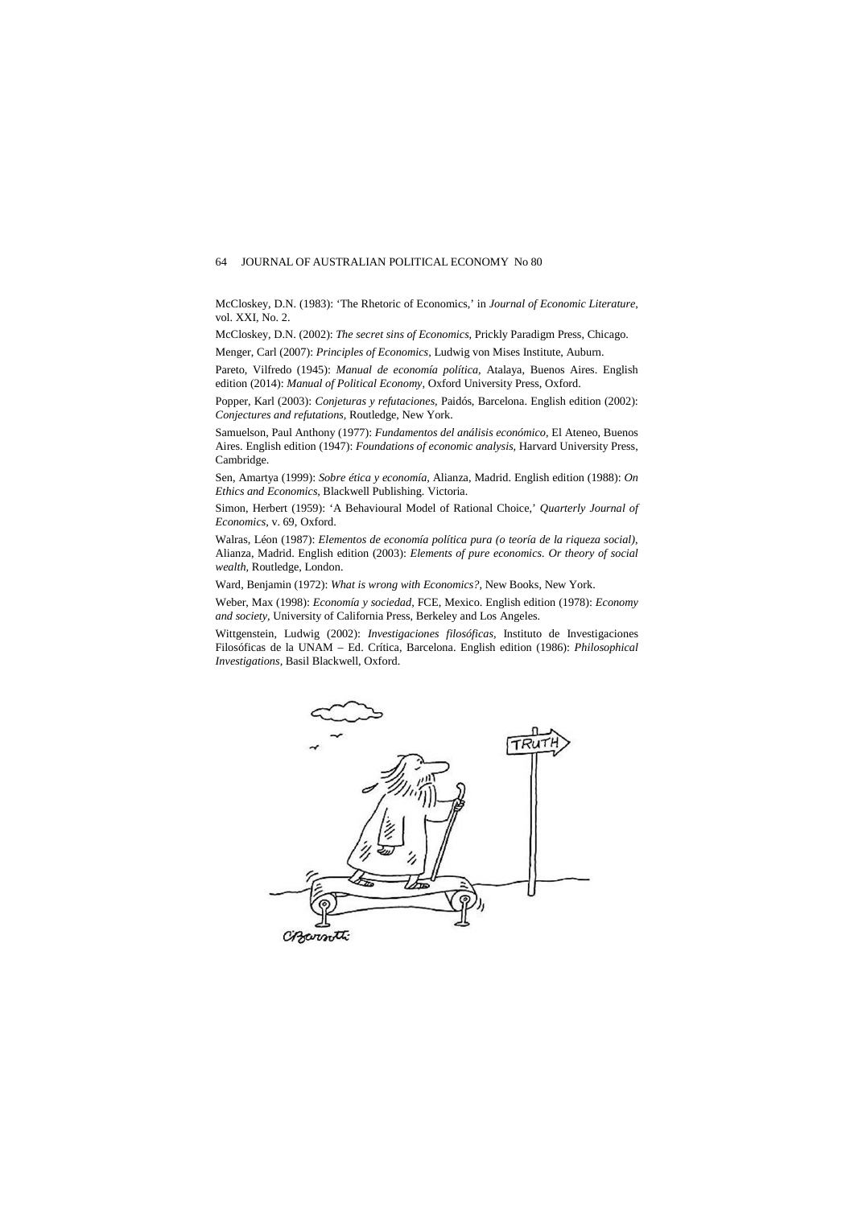McCloskey, D.N. (1983): 'The Rhetoric of Economics,' in *Journal of Economic Literature*, vol. XXI, No. 2.

McCloskey, D.N. (2002): *The secret sins of Economics*, Prickly Paradigm Press, Chicago.

Menger, Carl (2007): *Principles of Economics*, Ludwig von Mises Institute, Auburn.

Pareto, Vilfredo (1945): *Manual de economía política*, Atalaya, Buenos Aires. English edition (2014): *Manual of Political Economy*, Oxford University Press, Oxford.

Popper, Karl (2003): *Conjeturas y refutaciones*, Paidós, Barcelona. English edition (2002): *Conjectures and refutations*, Routledge, New York.

Samuelson, Paul Anthony (1977): *Fundamentos del análisis económico*, El Ateneo, Buenos Aires. English edition (1947): *Foundations of economic analysis*, Harvard University Press, Cambridge.

Sen, Amartya (1999): *Sobre ética y economía*, Alianza, Madrid. English edition (1988): *On Ethics and Economics*, Blackwell Publishing. Victoria.

Simon, Herbert (1959): 'A Behavioural Model of Rational Choice,' *Quarterly Journal of Economics*, v. 69, Oxford.

Walras, Léon (1987): *Elementos de economía política pura (o teoría de la riqueza social)*, Alianza, Madrid. English edition (2003): *Elements of pure economics. Or theory of social wealth*, Routledge, London.

Ward, Benjamin (1972): *What is wrong with Economics?*, New Books, New York.

Weber, Max (1998): *Economía y sociedad*, FCE, Mexico. English edition (1978): *Economy and society*, University of California Press, Berkeley and Los Angeles.

Wittgenstein, Ludwig (2002): *Investigaciones filosóficas*, Instituto de Investigaciones Filosóficas de la UNAM – Ed. Crítica, Barcelona. English edition (1986): *Philosophical Investigations*, Basil Blackwell, Oxford.